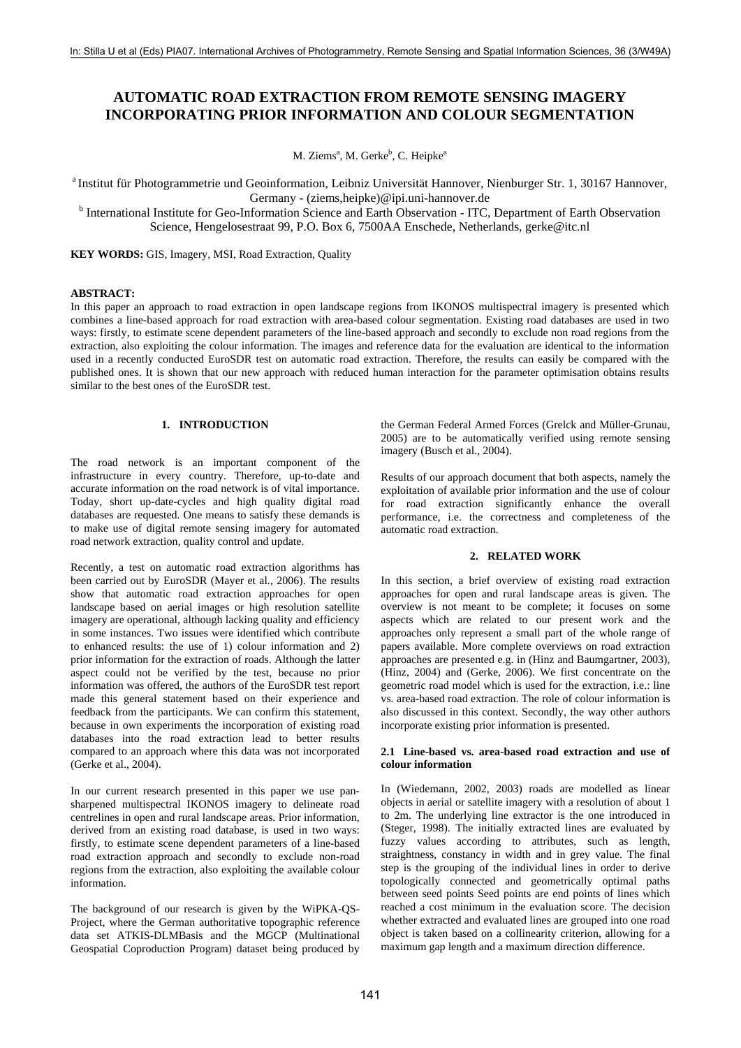# AUTOMATIC ROAD EXTRACTION FROM REMOTE SENSING IMAGERY INCORPORATING PRIOR INFORMATION AND COLOUR SEGMENTATION

M. Ziems[a], M. Gerke[b], C. Heipke[a]

[a] Institut für Photogrammetrie und Geoinformation, Leibniz Universität Hannover, Nienburger Str. 1, 30167 Hannover, Germany - (ziems,heipke)@ipi.uni-hannover.de

[b] International Institute for Geo-Information Science and Earth Observation - ITC, Department of Earth Observation Science, Hengelosestraat 99, P.O. Box 6, 7500AA Enschede, Netherlands, gerke@itc.nl

**KEY WORDS:** GIS, Imagery, MSI, Road Extraction, Quality

**ABSTRACT:**

In this paper an approach to road extraction in open landscape regions from IKONOS multispectral imagery is presented which combines a line-based approach for road extraction with area-based colour segmentation. Existing road databases are used in two ways: firstly, to estimate scene dependent parameters of the line-based approach and secondly to exclude non road regions from the extraction, also exploiting the colour information. The images and reference data for the evaluation are identical to the information used in a recently conducted EuroSDR test on automatic road extraction. Therefore, the results can easily be compared with the published ones. It is shown that our new approach with reduced human interaction for the parameter optimisation obtains results similar to the best ones of the EuroSDR test.

## 1. INTRODUCTION

The road network is an important component of the infrastructure in every country. Therefore, up-to-date and accurate information on the road network is of vital importance. Today, short up-date-cycles and high quality digital road databases are requested. One means to satisfy these demands is to make use of digital remote sensing imagery for automated road network extraction, quality control and update.

Recently, a test on automatic road extraction algorithms has been carried out by EuroSDR (Mayer et al., 2006). The results show that automatic road extraction approaches for open landscape based on aerial images or high resolution satellite imagery are operational, although lacking quality and efficiency in some instances. Two issues were identified which contribute to enhanced results: the use of 1) colour information and 2) prior information for the extraction of roads. Although the latter aspect could not be verified by the test, because no prior information was offered, the authors of the EuroSDR test report made this general statement based on their experience and feedback from the participants. We can confirm this statement, because in own experiments the incorporation of existing road databases into the road extraction lead to better results compared to an approach where this data was not incorporated (Gerke et al., 2004).

In our current research presented in this paper we use pan-sharpened multispectral IKONOS imagery to delineate road centrelines in open and rural landscape areas. Prior information, derived from an existing road database, is used in two ways: firstly, to estimate scene dependent parameters of a line-based road extraction approach and secondly to exclude non-road regions from the extraction, also exploiting the available colour information.

The background of our research is given by the WiPKA-QS-Project, where the German authoritative topographic reference data set ATKIS-DLMBasis and the MGCP (Multinational Geospatial Coproduction Program) dataset being produced by the German Federal Armed Forces (Grelck and Müller-Grunau, 2005) are to be automatically verified using remote sensing imagery (Busch et al., 2004).

Results of our approach document that both aspects, namely the exploitation of available prior information and the use of colour for road extraction significantly enhance the overall performance, i.e. the correctness and completeness of the automatic road extraction.

## 2. RELATED WORK

In this section, a brief overview of existing road extraction approaches for open and rural landscape areas is given. The overview is not meant to be complete; it focuses on some aspects which are related to our present work and the approaches only represent a small part of the whole range of papers available. More complete overviews on road extraction approaches are presented e.g. in (Hinz and Baumgartner, 2003), (Hinz, 2004) and (Gerke, 2006). We first concentrate on the geometric road model which is used for the extraction, i.e.: line vs. area-based road extraction. The role of colour information is also discussed in this context. Secondly, the way other authors incorporate existing prior information is presented.

### 2.1 Line-based vs. area-based road extraction and use of colour information

In (Wiedemann, 2002, 2003) roads are modelled as linear objects in aerial or satellite imagery with a resolution of about 1 to 2m. The underlying line extractor is the one introduced in (Steger, 1998). The initially extracted lines are evaluated by fuzzy values according to attributes, such as length, straightness, constancy in width and in grey value. The final step is the grouping of the individual lines in order to derive topologically connected and geometrically optimal paths between seed points Seed points are end points of lines which reached a cost minimum in the evaluation score. The decision whether extracted and evaluated lines are grouped into one road object is taken based on a collinearity criterion, allowing for a maximum gap length and a maximum direction difference.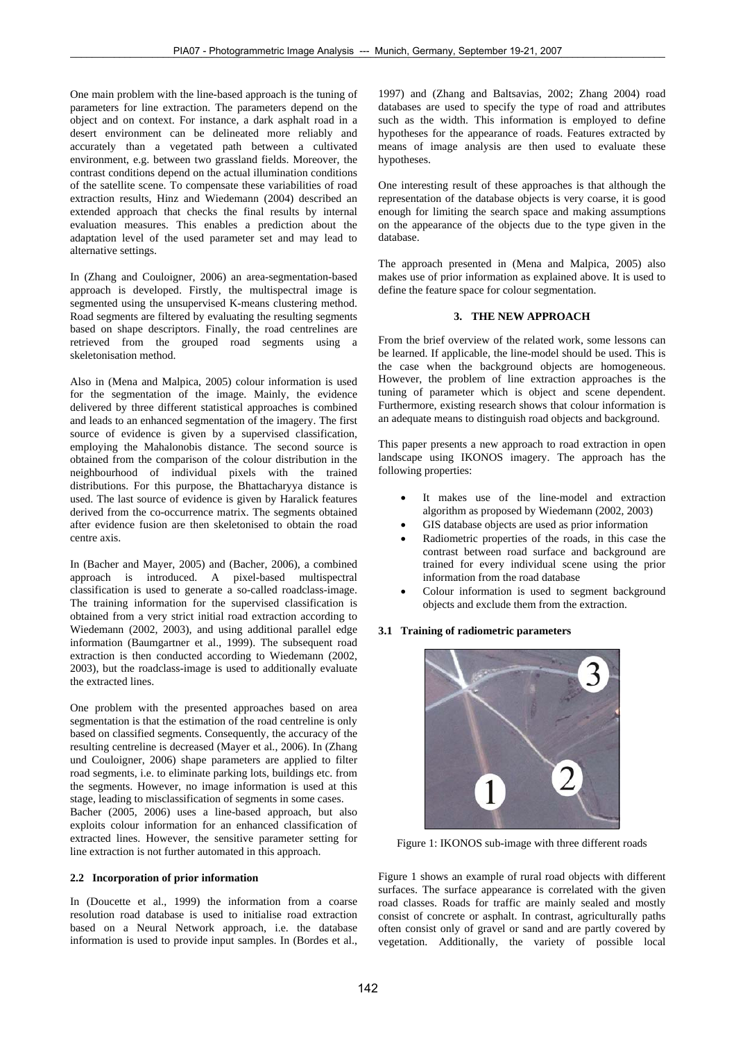One main problem with the line-based approach is the tuning of parameters for line extraction. The parameters depend on the object and on context. For instance, a dark asphalt road in a desert environment can be delineated more reliably and accurately than a vegetated path between a cultivated environment, e.g. between two grassland fields. Moreover, the contrast conditions depend on the actual illumination conditions of the satellite scene. To compensate these variabilities of road extraction results, Hinz and Wiedemann (2004) described an extended approach that checks the final results by internal evaluation measures. This enables a prediction about the adaptation level of the used parameter set and may lead to alternative settings.

In (Zhang and Couloigner, 2006) an area-segmentation-based approach is developed. Firstly, the multispectral image is segmented using the unsupervised K-means clustering method. Road segments are filtered by evaluating the resulting segments based on shape descriptors. Finally, the road centrelines are retrieved from the grouped road segments using a skeletonisation method.

Also in (Mena and Malpica, 2005) colour information is used for the segmentation of the image. Mainly, the evidence delivered by three different statistical approaches is combined and leads to an enhanced segmentation of the imagery. The first source of evidence is given by a supervised classification, employing the Mahalonobis distance. The second source is obtained from the comparison of the colour distribution in the neighbourhood of individual pixels with the trained distributions. For this purpose, the Bhattacharyya distance is used. The last source of evidence is given by Haralick features derived from the co-occurrence matrix. The segments obtained after evidence fusion are then skeletonised to obtain the road centre axis.

In (Bacher and Mayer, 2005) and (Bacher, 2006), a combined approach is introduced. A pixel-based multispectral classification is used to generate a so-called roadclass-image. The training information for the supervised classification is obtained from a very strict initial road extraction according to Wiedemann (2002, 2003), and using additional parallel edge information (Baumgartner et al., 1999). The subsequent road extraction is then conducted according to Wiedemann (2002, 2003), but the roadclass-image is used to additionally evaluate the extracted lines.

One problem with the presented approaches based on area segmentation is that the estimation of the road centreline is only based on classified segments. Consequently, the accuracy of the resulting centreline is decreased (Mayer et al., 2006). In (Zhang und Couloigner, 2006) shape parameters are applied to filter road segments, i.e. to eliminate parking lots, buildings etc. from the segments. However, no image information is used at this stage, leading to misclassification of segments in some cases.
Bacher (2005, 2006) uses a line-based approach, but also exploits colour information for an enhanced classification of extracted lines. However, the sensitive parameter setting for line extraction is not further automated in this approach.

### 2.2 Incorporation of prior information

In (Doucette et al., 1999) the information from a coarse resolution road database is used to initialise road extraction based on a Neural Network approach, i.e. the database information is used to provide input samples. In (Bordes et al., 1997) and (Zhang and Baltsavias, 2002; Zhang 2004) road databases are used to specify the type of road and attributes such as the width. This information is employed to define hypotheses for the appearance of roads. Features extracted by means of image analysis are then used to evaluate these hypotheses.

One interesting result of these approaches is that although the representation of the database objects is very coarse, it is good enough for limiting the search space and making assumptions on the appearance of the objects due to the type given in the database.

The approach presented in (Mena and Malpica, 2005) also makes use of prior information as explained above. It is used to define the feature space for colour segmentation.

## 3. THE NEW APPROACH

From the brief overview of the related work, some lessons can be learned. If applicable, the line-model should be used. This is the case when the background objects are homogeneous. However, the problem of line extraction approaches is the tuning of parameter which is object and scene dependent. Furthermore, existing research shows that colour information is an adequate means to distinguish road objects and background.

This paper presents a new approach to road extraction in open landscape using IKONOS imagery. The approach has the following properties:

- It makes use of the line-model and extraction algorithm as proposed by Wiedemann (2002, 2003)
- GIS database objects are used as prior information
- Radiometric properties of the roads, in this case the contrast between road surface and background are trained for every individual scene using the prior information from the road database
- Colour information is used to segment background objects and exclude them from the extraction.

### 3.1 Training of radiometric parameters

Figure 1: IKONOS sub-image with three different roads

Figure 1 shows an example of rural road objects with different surfaces. The surface appearance is correlated with the given road classes. Roads for traffic are mainly sealed and mostly consist of concrete or asphalt. In contrast, agriculturally paths often consist only of gravel or sand and are partly covered by vegetation. Additionally, the variety of possible local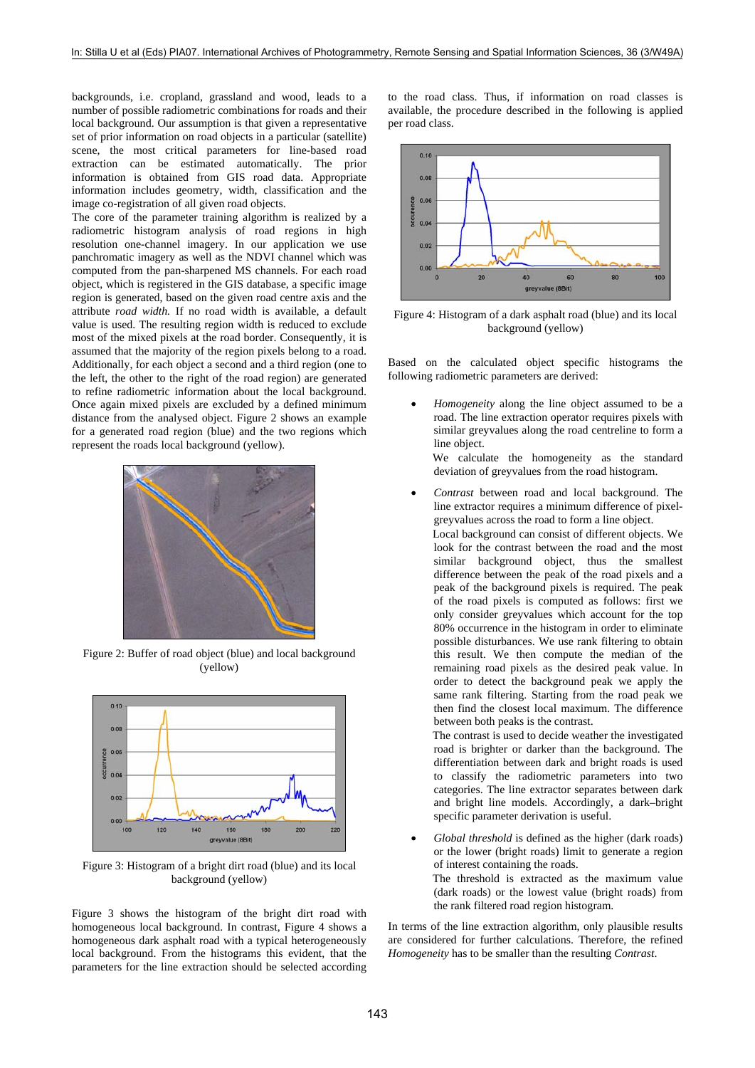backgrounds, i.e. cropland, grassland and wood, leads to a number of possible radiometric combinations for roads and their local background. Our assumption is that given a representative set of prior information on road objects in a particular (satellite) scene, the most critical parameters for line-based road extraction can be estimated automatically. The prior information is obtained from GIS road data. Appropriate information includes geometry, width, classification and the image co-registration of all given road objects.

The core of the parameter training algorithm is realized by a radiometric histogram analysis of road regions in high resolution one-channel imagery. In our application we use panchromatic imagery as well as the NDVI channel which was computed from the pan-sharpened MS channels. For each road object, which is registered in the GIS database, a specific image region is generated, based on the given road centre axis and the attribute *road width.* If no road width is available, a default value is used. The resulting region width is reduced to exclude most of the mixed pixels at the road border. Consequently, it is assumed that the majority of the region pixels belong to a road. Additionally, for each object a second and a third region (one to the left, the other to the right of the road region) are generated to refine radiometric information about the local background. Once again mixed pixels are excluded by a defined minimum distance from the analysed object. Figure 2 shows an example for a generated road region (blue) and the two regions which represent the roads local background (yellow).

Figure 2: Buffer of road object (blue) and local background (yellow)

Figure 3: Histogram of a bright dirt road (blue) and its local background (yellow)

Figure 3 shows the histogram of the bright dirt road with homogeneous local background. In contrast, Figure 4 shows a homogeneous dark asphalt road with a typical heterogeneously local background. From the histograms this evident, that the parameters for the line extraction should be selected according to the road class. Thus, if information on road classes is available, the procedure described in the following is applied per road class.

Figure 4: Histogram of a dark asphalt road (blue) and its local background (yellow)

Based on the calculated object specific histograms the following radiometric parameters are derived:

- *Homogeneity* along the line object assumed to be a road. The line extraction operator requires pixels with similar greyvalues along the road centreline to form a line object.
  We calculate the homogeneity as the standard deviation of greyvalues from the road histogram.

- *Contrast* between road and local background. The line extractor requires a minimum difference of pixel-greyvalues across the road to form a line object.
  Local background can consist of different objects. We look for the contrast between the road and the most similar background object, thus the smallest difference between the peak of the road pixels and a peak of the background pixels is required. The peak of the road pixels is computed as follows: first we only consider greyvalues which account for the top 80% occurrence in the histogram in order to eliminate possible disturbances. We use rank filtering to obtain this result. We then compute the median of the remaining road pixels as the desired peak value. In order to detect the background peak we apply the same rank filtering. Starting from the road peak we then find the closest local maximum. The difference between both peaks is the contrast.
  The contrast is used to decide weather the investigated road is brighter or darker than the background. The differentiation between dark and bright roads is used to classify the radiometric parameters into two categories. The line extractor separates between dark and bright line models. Accordingly, a dark–bright specific parameter derivation is useful.

- *Global threshold* is defined as the higher (dark roads) or the lower (bright roads) limit to generate a region of interest containing the roads.
  The threshold is extracted as the maximum value (dark roads) or the lowest value (bright roads) from the rank filtered road region histogram.

In terms of the line extraction algorithm, only plausible results are considered for further calculations. Therefore, the refined *Homogeneity* has to be smaller than the resulting *Contrast*.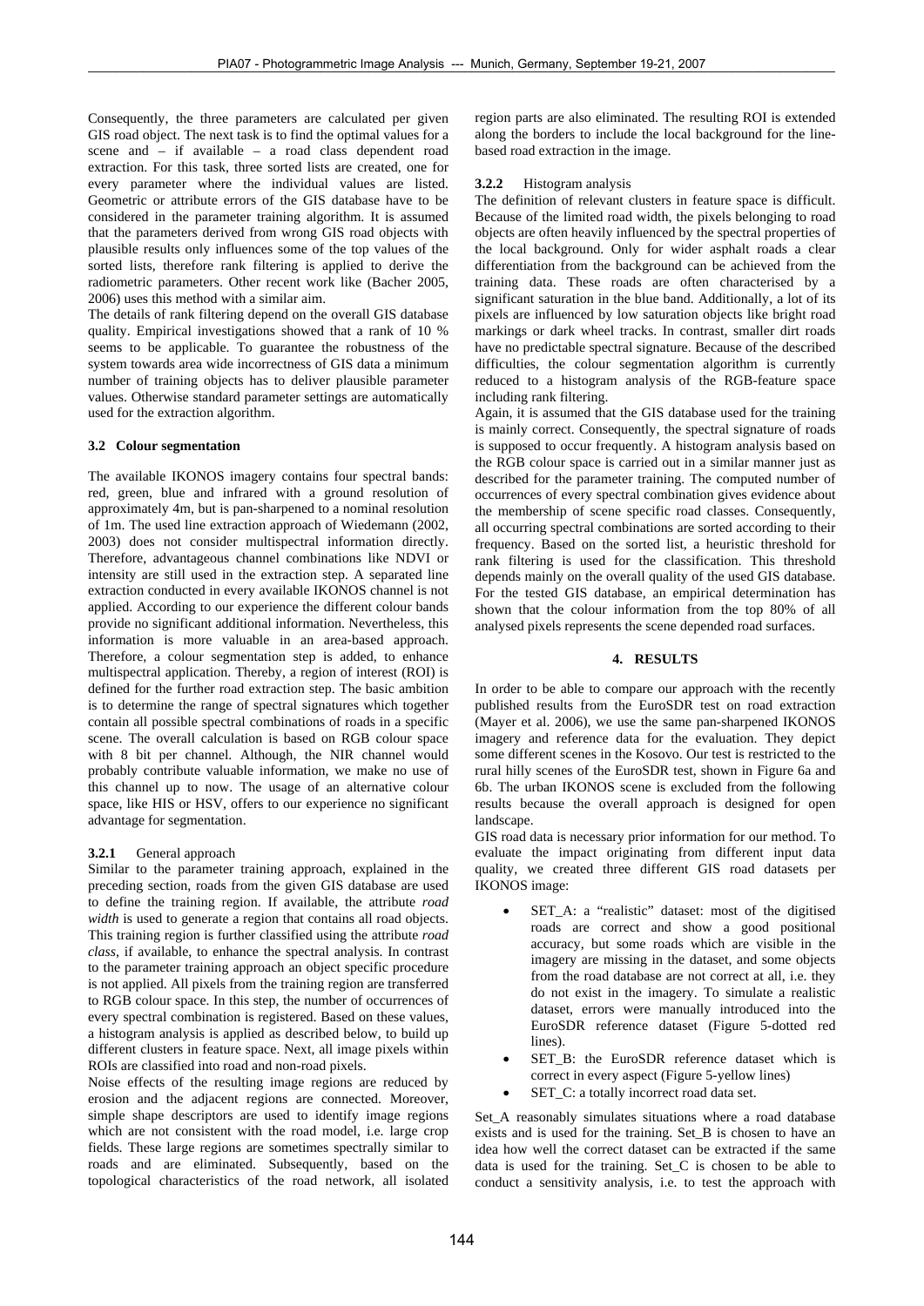Consequently, the three parameters are calculated per given GIS road object. The next task is to find the optimal values for a scene and – if available – a road class dependent road extraction. For this task, three sorted lists are created, one for every parameter where the individual values are listed. Geometric or attribute errors of the GIS database have to be considered in the parameter training algorithm. It is assumed that the parameters derived from wrong GIS road objects with plausible results only influences some of the top values of the sorted lists, therefore rank filtering is applied to derive the radiometric parameters. Other recent work like (Bacher 2005, 2006) uses this method with a similar aim.

The details of rank filtering depend on the overall GIS database quality. Empirical investigations showed that a rank of 10 % seems to be applicable. To guarantee the robustness of the system towards area wide incorrectness of GIS data a minimum number of training objects has to deliver plausible parameter values. Otherwise standard parameter settings are automatically used for the extraction algorithm.

### 3.2 Colour segmentation

The available IKONOS imagery contains four spectral bands: red, green, blue and infrared with a ground resolution of approximately 4m, but is pan-sharpened to a nominal resolution of 1m. The used line extraction approach of Wiedemann (2002, 2003) does not consider multispectral information directly. Therefore, advantageous channel combinations like NDVI or intensity are still used in the extraction step. A separated line extraction conducted in every available IKONOS channel is not applied. According to our experience the different colour bands provide no significant additional information. Nevertheless, this information is more valuable in an area-based approach. Therefore, a colour segmentation step is added, to enhance multispectral application. Thereby, a region of interest (ROI) is defined for the further road extraction step. The basic ambition is to determine the range of spectral signatures which together contain all possible spectral combinations of roads in a specific scene. The overall calculation is based on RGB colour space with 8 bit per channel. Although, the NIR channel would probably contribute valuable information, we make no use of this channel up to now. The usage of an alternative colour space, like HIS or HSV, offers to our experience no significant advantage for segmentation.

#### 3.2.1 General approach

Similar to the parameter training approach, explained in the preceding section, roads from the given GIS database are used to define the training region. If available, the attribute *road width* is used to generate a region that contains all road objects. This training region is further classified using the attribute *road class*, if available, to enhance the spectral analysis. In contrast to the parameter training approach an object specific procedure is not applied. All pixels from the training region are transferred to RGB colour space. In this step, the number of occurrences of every spectral combination is registered. Based on these values, a histogram analysis is applied as described below, to build up different clusters in feature space. Next, all image pixels within ROIs are classified into road and non-road pixels.

Noise effects of the resulting image regions are reduced by erosion and the adjacent regions are connected. Moreover, simple shape descriptors are used to identify image regions which are not consistent with the road model, i.e. large crop fields. These large regions are sometimes spectrally similar to roads and are eliminated. Subsequently, based on the topological characteristics of the road network, all isolated region parts are also eliminated. The resulting ROI is extended along the borders to include the local background for the line-based road extraction in the image.

#### 3.2.2 Histogram analysis

The definition of relevant clusters in feature space is difficult. Because of the limited road width, the pixels belonging to road objects are often heavily influenced by the spectral properties of the local background. Only for wider asphalt roads a clear differentiation from the background can be achieved from the training data. These roads are often characterised by a significant saturation in the blue band. Additionally, a lot of its pixels are influenced by low saturation objects like bright road markings or dark wheel tracks. In contrast, smaller dirt roads have no predictable spectral signature. Because of the described difficulties, the colour segmentation algorithm is currently reduced to a histogram analysis of the RGB-feature space including rank filtering.

Again, it is assumed that the GIS database used for the training is mainly correct. Consequently, the spectral signature of roads is supposed to occur frequently. A histogram analysis based on the RGB colour space is carried out in a similar manner just as described for the parameter training. The computed number of occurrences of every spectral combination gives evidence about the membership of scene specific road classes. Consequently, all occurring spectral combinations are sorted according to their frequency. Based on the sorted list, a heuristic threshold for rank filtering is used for the classification. This threshold depends mainly on the overall quality of the used GIS database. For the tested GIS database, an empirical determination has shown that the colour information from the top 80% of all analysed pixels represents the scene depended road surfaces.

## 4. RESULTS

In order to be able to compare our approach with the recently published results from the EuroSDR test on road extraction (Mayer et al. 2006), we use the same pan-sharpened IKONOS imagery and reference data for the evaluation. They depict some different scenes in the Kosovo. Our test is restricted to the rural hilly scenes of the EuroSDR test, shown in Figure 6a and 6b. The urban IKONOS scene is excluded from the following results because the overall approach is designed for open landscape.

GIS road data is necessary prior information for our method. To evaluate the impact originating from different input data quality, we created three different GIS road datasets per IKONOS image:

- SET_A: a "realistic" dataset: most of the digitised roads are correct and show a good positional accuracy, but some roads which are visible in the imagery are missing in the dataset, and some objects from the road database are not correct at all, i.e. they do not exist in the imagery. To simulate a realistic dataset, errors were manually introduced into the EuroSDR reference dataset (Figure 5-dotted red lines).
- SET_B: the EuroSDR reference dataset which is correct in every aspect (Figure 5-yellow lines)
- SET_C: a totally incorrect road data set.

Set_A reasonably simulates situations where a road database exists and is used for the training. Set_B is chosen to have an idea how well the correct dataset can be extracted if the same data is used for the training. Set_C is chosen to be able to conduct a sensitivity analysis, i.e. to test the approach with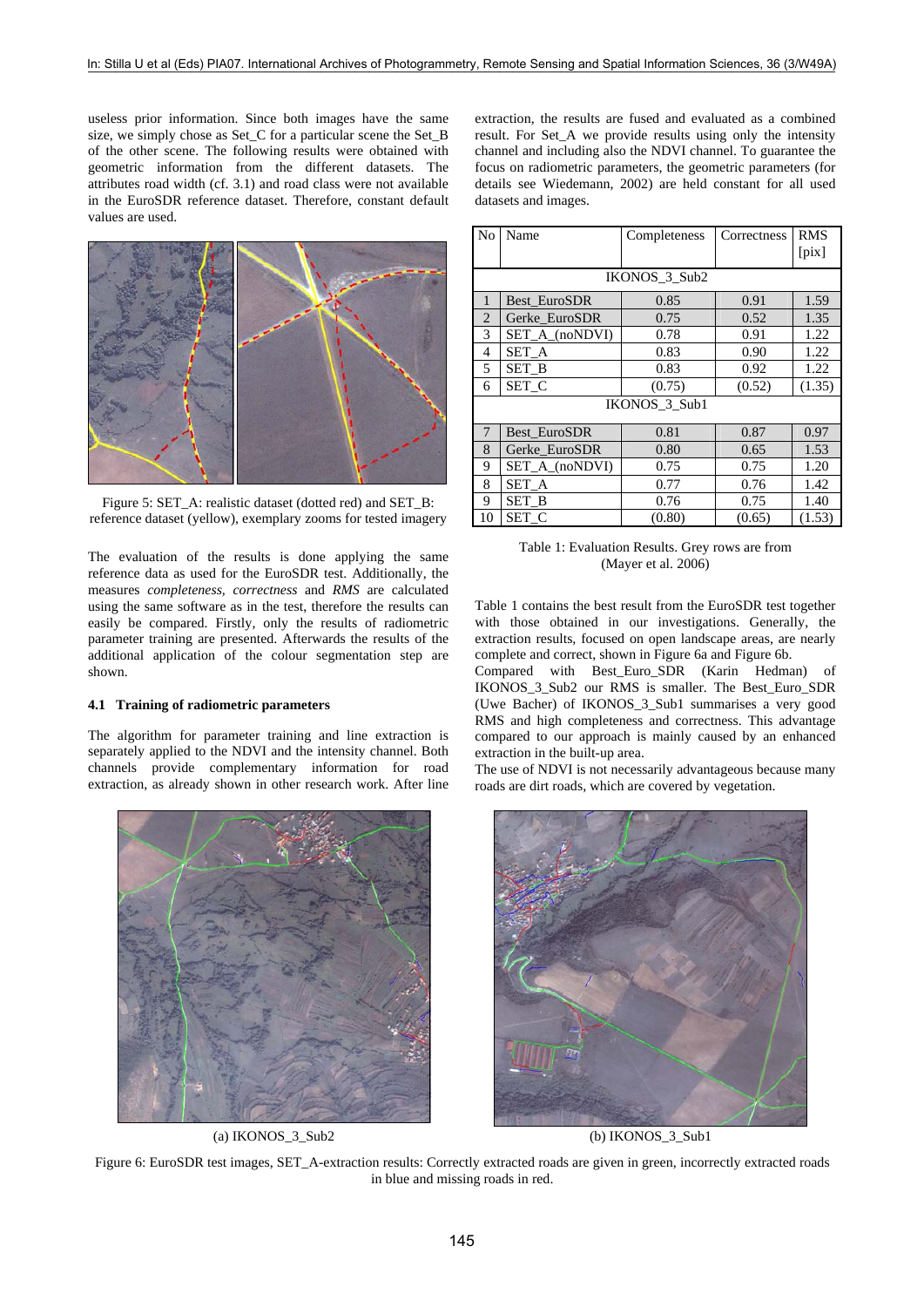useless prior information. Since both images have the same size, we simply chose as Set_C for a particular scene the Set_B of the other scene. The following results were obtained with geometric information from the different datasets. The attributes road width (cf. 3.1) and road class were not available in the EuroSDR reference dataset. Therefore, constant default values are used.

Figure 5: SET_A: realistic dataset (dotted red) and SET_B: reference dataset (yellow), exemplary zooms for tested imagery

The evaluation of the results is done applying the same reference data as used for the EuroSDR test. Additionally, the measures *completeness, correctness* and *RMS* are calculated using the same software as in the test, therefore the results can easily be compared. Firstly, only the results of radiometric parameter training are presented. Afterwards the results of the additional application of the colour segmentation step are shown.

### 4.1 Training of radiometric parameters

The algorithm for parameter training and line extraction is separately applied to the NDVI and the intensity channel. Both channels provide complementary information for road extraction, as already shown in other research work. After line extraction, the results are fused and evaluated as a combined result. For Set_A we provide results using only the intensity channel and including also the NDVI channel. To guarantee the focus on radiometric parameters, the geometric parameters (for details see Wiedemann, 2002) are held constant for all used datasets and images.

| No | Name | Completeness | Correctness | RMS [pix] |
|---|---|---|---|---|
| | IKONOS_3_Sub2 | | | |
| 1 | Best_EuroSDR | 0.85 | 0.91 | 1.59 |
| 2 | Gerke_EuroSDR | 0.75 | 0.52 | 1.35 |
| 3 | SET_A_(noNDVI) | 0.78 | 0.91 | 1.22 |
| 4 | SET_A | 0.83 | 0.90 | 1.22 |
| 5 | SET_B | 0.83 | 0.92 | 1.22 |
| 6 | SET_C | (0.75) | (0.52) | (1.35) |
| | IKONOS_3_Sub1 | | | |
| 7 | Best_EuroSDR | 0.81 | 0.87 | 0.97 |
| 8 | Gerke_EuroSDR | 0.80 | 0.65 | 1.53 |
| 9 | SET_A_(noNDVI) | 0.75 | 0.75 | 1.20 |
| 8 | SET_A | 0.77 | 0.76 | 1.42 |
| 9 | SET_B | 0.76 | 0.75 | 1.40 |
| 10 | SET_C | (0.80) | (0.65) | (1.53) |

Table 1: Evaluation Results. Grey rows are from (Mayer et al. 2006)

Table 1 contains the best result from the EuroSDR test together with those obtained in our investigations. Generally, the extraction results, focused on open landscape areas, are nearly complete and correct, shown in Figure 6a and Figure 6b.

Compared with Best_Euro_SDR (Karin Hedman) of IKONOS_3_Sub2 our RMS is smaller. The Best_Euro_SDR (Uwe Bacher) of IKONOS_3_Sub1 summarises a very good RMS and high completeness and correctness. This advantage compared to our approach is mainly caused by an enhanced extraction in the built-up area.

The use of NDVI is not necessarily advantageous because many roads are dirt roads, which are covered by vegetation.

(a) IKONOS_3_Sub2

(b) IKONOS_3_Sub1

Figure 6: EuroSDR test images, SET_A-extraction results: Correctly extracted roads are given in green, incorrectly extracted roads in blue and missing roads in red.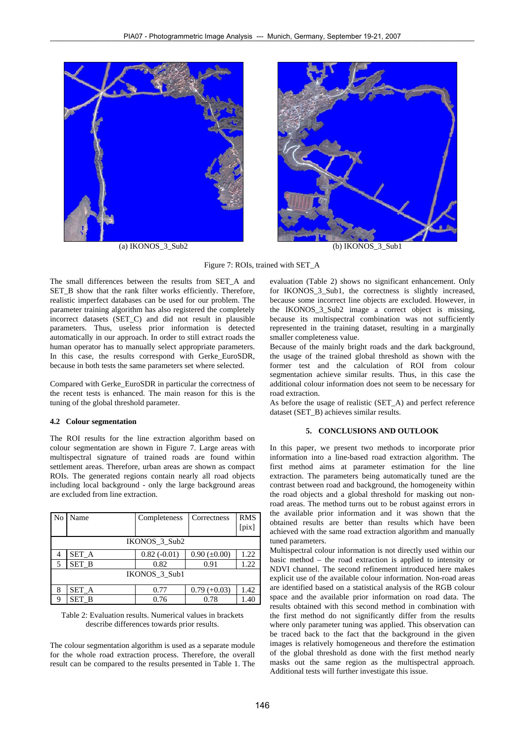(a) IKONOS_3_Sub2

(b) IKONOS_3_Sub1

Figure 7: ROIs, trained with SET_A

The small differences between the results from SET_A and SET_B show that the rank filter works efficiently. Therefore, realistic imperfect databases can be used for our problem. The parameter training algorithm has also registered the completely incorrect datasets (SET_C) and did not result in plausible parameters. Thus, useless prior information is detected automatically in our approach. In order to still extract roads the human operator has to manually select appropriate parameters. In this case, the results correspond with Gerke_EuroSDR, because in both tests the same parameters set where selected.

Compared with Gerke_EuroSDR in particular the correctness of the recent tests is enhanced. The main reason for this is the tuning of the global threshold parameter.

### 4.2 Colour segmentation

The ROI results for the line extraction algorithm based on colour segmentation are shown in Figure 7. Large areas with multispectral signature of trained roads are found within settlement areas. Therefore, urban areas are shown as compact ROIs. The generated regions contain nearly all road objects including local background - only the large background areas are excluded from line extraction.

| No | Name | Completeness | Correctness | RMS [pix] |
|---|---|---|---|---|
| | | IKONOS_3_Sub2 | | |
| 4 | SET_A | 0.82 (-0.01) | 0.90 (±0.00) | 1.22 |
| 5 | SET_B | 0.82 | 0.91 | 1.22 |
| | | IKONOS_3_Sub1 | | |
| 8 | SET_A | 0.77 | 0.79 (+0.03) | 1.42 |
| 9 | SET_B | 0.76 | 0.78 | 1.40 |

Table 2: Evaluation results. Numerical values in brackets describe differences towards prior results.

The colour segmentation algorithm is used as a separate module for the whole road extraction process. Therefore, the overall result can be compared to the results presented in Table 1. The evaluation (Table 2) shows no significant enhancement. Only for IKONOS_3_Sub1, the correctness is slightly increased, because some incorrect line objects are excluded. However, in the IKONOS_3_Sub2 image a correct object is missing, because its multispectral combination was not sufficiently represented in the training dataset, resulting in a marginally smaller completeness value.

Because of the mainly bright roads and the dark background, the usage of the trained global threshold as shown with the former test and the calculation of ROI from colour segmentation achieve similar results. Thus, in this case the additional colour information does not seem to be necessary for road extraction.

As before the usage of realistic (SET_A) and perfect reference dataset (SET_B) achieves similar results.

## 5. CONCLUSIONS AND OUTLOOK

In this paper, we present two methods to incorporate prior information into a line-based road extraction algorithm. The first method aims at parameter estimation for the line extraction. The parameters being automatically tuned are the contrast between road and background, the homogeneity within the road objects and a global threshold for masking out non-road areas. The method turns out to be robust against errors in the available prior information and it was shown that the obtained results are better than results which have been achieved with the same road extraction algorithm and manually tuned parameters.

Multispectral colour information is not directly used within our basic method – the road extraction is applied to intensity or NDVI channel. The second refinement introduced here makes explicit use of the available colour information. Non-road areas are identified based on a statistical analysis of the RGB colour space and the available prior information on road data. The results obtained with this second method in combination with the first method do not significantly differ from the results where only parameter tuning was applied. This observation can be traced back to the fact that the background in the given images is relatively homogeneous and therefore the estimation of the global threshold as done with the first method nearly masks out the same region as the multispectral approach. Additional tests will further investigate this issue.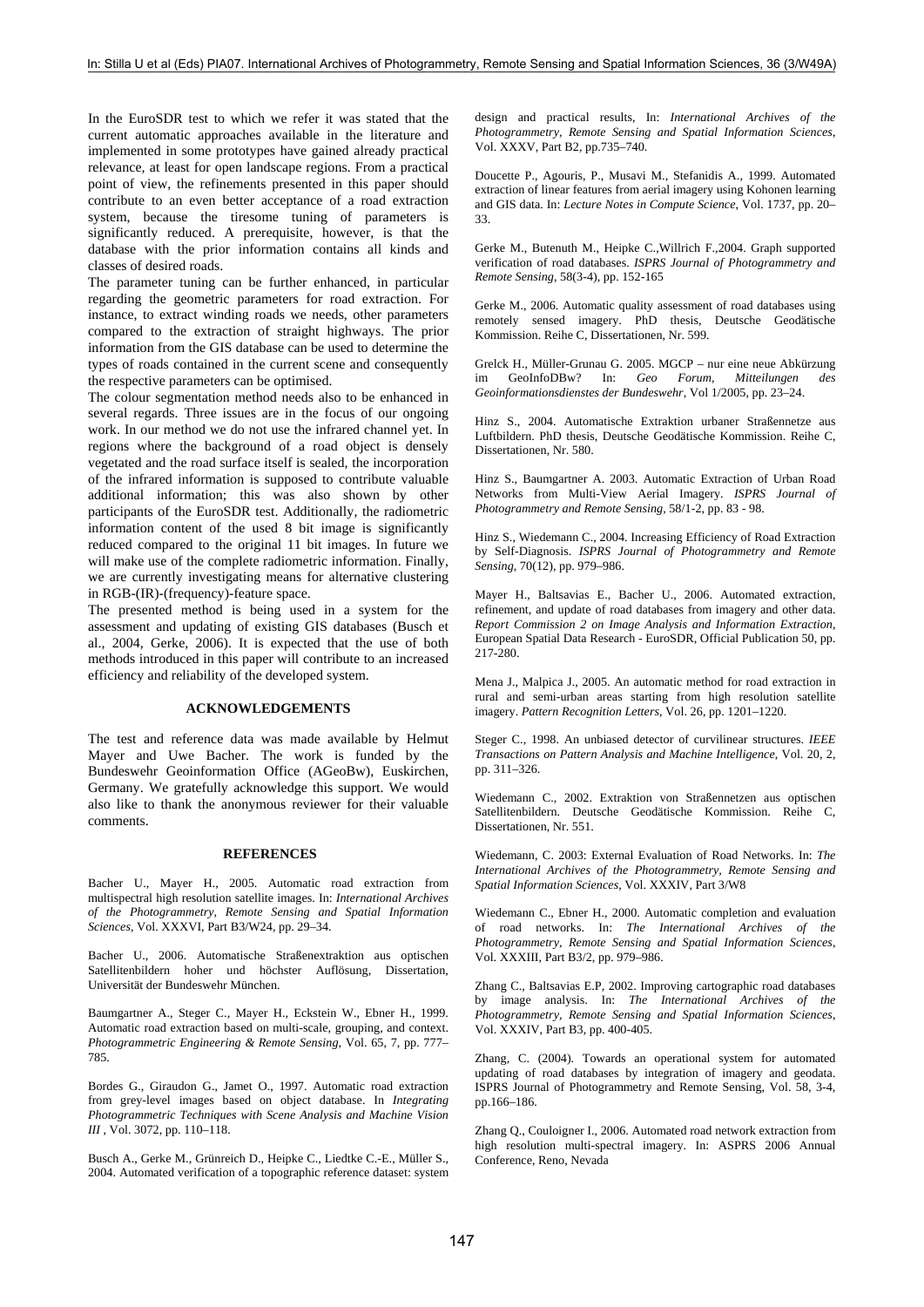In the EuroSDR test to which we refer it was stated that the current automatic approaches available in the literature and implemented in some prototypes have gained already practical relevance, at least for open landscape regions. From a practical point of view, the refinements presented in this paper should contribute to an even better acceptance of a road extraction system, because the tiresome tuning of parameters is significantly reduced. A prerequisite, however, is that the database with the prior information contains all kinds and classes of desired roads.

The parameter tuning can be further enhanced, in particular regarding the geometric parameters for road extraction. For instance, to extract winding roads we needs, other parameters compared to the extraction of straight highways. The prior information from the GIS database can be used to determine the types of roads contained in the current scene and consequently the respective parameters can be optimised.

The colour segmentation method needs also to be enhanced in several regards. Three issues are in the focus of our ongoing work. In our method we do not use the infrared channel yet. In regions where the background of a road object is densely vegetated and the road surface itself is sealed, the incorporation of the infrared information is supposed to contribute valuable additional information; this was also shown by other participants of the EuroSDR test. Additionally, the radiometric information content of the used 8 bit image is significantly reduced compared to the original 11 bit images. In future we will make use of the complete radiometric information. Finally, we are currently investigating means for alternative clustering in RGB-(IR)-(frequency)-feature space.

The presented method is being used in a system for the assessment and updating of existing GIS databases (Busch et al., 2004, Gerke, 2006). It is expected that the use of both methods introduced in this paper will contribute to an increased efficiency and reliability of the developed system.

## ACKNOWLEDGEMENTS

The test and reference data was made available by Helmut Mayer and Uwe Bacher. The work is funded by the Bundeswehr Geoinformation Office (AGeoBw), Euskirchen, Germany. We gratefully acknowledge this support. We would also like to thank the anonymous reviewer for their valuable comments.

## REFERENCES

Bacher U., Mayer H., 2005. Automatic road extraction from multispectral high resolution satellite images. In: *International Archives of the Photogrammetry, Remote Sensing and Spatial Information Sciences*, Vol. XXXVI, Part B3/W24, pp. 29–34.

Bacher U., 2006. Automatische Straßenextraktion aus optischen Satellitenbildern hoher und höchster Auflösung, Dissertation, Universität der Bundeswehr München.

Baumgartner A., Steger C., Mayer H., Eckstein W., Ebner H., 1999. Automatic road extraction based on multi-scale, grouping, and context. *Photogrammetric Engineering & Remote Sensing*, Vol. 65, 7, pp. 777–785.

Bordes G., Giraudon G., Jamet O., 1997. Automatic road extraction from grey-level images based on object database. In *Integrating Photogrammetric Techniques with Scene Analysis and Machine Vision III* , Vol. 3072, pp. 110–118.

Busch A., Gerke M., Grünreich D., Heipke C., Liedtke C.-E., Müller S., 2004. Automated verification of a topographic reference dataset: system design and practical results, In: *International Archives of the Photogrammetry, Remote Sensing and Spatial Information Sciences*, Vol. XXXV, Part B2, pp.735–740.

Doucette P., Agouris, P., Musavi M., Stefanidis A., 1999. Automated extraction of linear features from aerial imagery using Kohonen learning and GIS data. In: *Lecture Notes in Compute Science*, Vol. 1737, pp. 20–33.

Gerke M., Butenuth M., Heipke C.,Willrich F.,2004. Graph supported verification of road databases. *ISPRS Journal of Photogrammetry and Remote Sensing*, 58(3-4), pp. 152-165

Gerke M., 2006. Automatic quality assessment of road databases using remotely sensed imagery. PhD thesis, Deutsche Geodätische Kommission. Reihe C, Dissertationen, Nr. 599.

Grelck H., Müller-Grunau G. 2005. MGCP – nur eine neue Abkürzung im GeoInfoDBw? In: *Geo Forum, Mitteilungen des Geoinformationsdienstes der Bundeswehr*, Vol 1/2005, pp. 23–24.

Hinz S., 2004. Automatische Extraktion urbaner Straßennetze aus Luftbildern. PhD thesis, Deutsche Geodätische Kommission. Reihe C, Dissertationen, Nr. 580.

Hinz S., Baumgartner A. 2003. Automatic Extraction of Urban Road Networks from Multi-View Aerial Imagery. *ISPRS Journal of Photogrammetry and Remote Sensing*, 58/1-2, pp. 83 - 98.

Hinz S., Wiedemann C., 2004. Increasing Efficiency of Road Extraction by Self-Diagnosis. *ISPRS Journal of Photogrammetry and Remote Sensing*, 70(12), pp. 979–986.

Mayer H., Baltsavias E., Bacher U., 2006. Automated extraction, refinement, and update of road databases from imagery and other data. *Report Commission 2 on Image Analysis and Information Extraction*, European Spatial Data Research - EuroSDR, Official Publication 50, pp. 217-280.

Mena J., Malpica J., 2005. An automatic method for road extraction in rural and semi-urban areas starting from high resolution satellite imagery. *Pattern Recognition Letters*, Vol. 26, pp. 1201–1220.

Steger C., 1998. An unbiased detector of curvilinear structures. *IEEE Transactions on Pattern Analysis and Machine Intelligence*, Vol. 20, 2, pp. 311–326.

Wiedemann C., 2002. Extraktion von Straßennetzen aus optischen Satellitenbildern. Deutsche Geodätische Kommission. Reihe C, Dissertationen, Nr. 551.

Wiedemann, C. 2003: External Evaluation of Road Networks. In: *The International Archives of the Photogrammetry, Remote Sensing and Spatial Information Sciences*, Vol. XXXIV, Part 3/W8

Wiedemann C., Ebner H., 2000. Automatic completion and evaluation of road networks. In: *The International Archives of the Photogrammetry, Remote Sensing and Spatial Information Sciences*, Vol. XXXIII, Part B3/2, pp. 979–986.

Zhang C., Baltsavias E.P, 2002. Improving cartographic road databases by image analysis. In: *The International Archives of the Photogrammetry, Remote Sensing and Spatial Information Sciences*, Vol. XXXIV, Part B3, pp. 400-405.

Zhang, C. (2004). Towards an operational system for automated updating of road databases by integration of imagery and geodata. ISPRS Journal of Photogrammetry and Remote Sensing, Vol. 58, 3-4, pp.166–186.

Zhang Q., Couloigner I., 2006. Automated road network extraction from high resolution multi-spectral imagery. In: ASPRS 2006 Annual Conference, Reno, Nevada